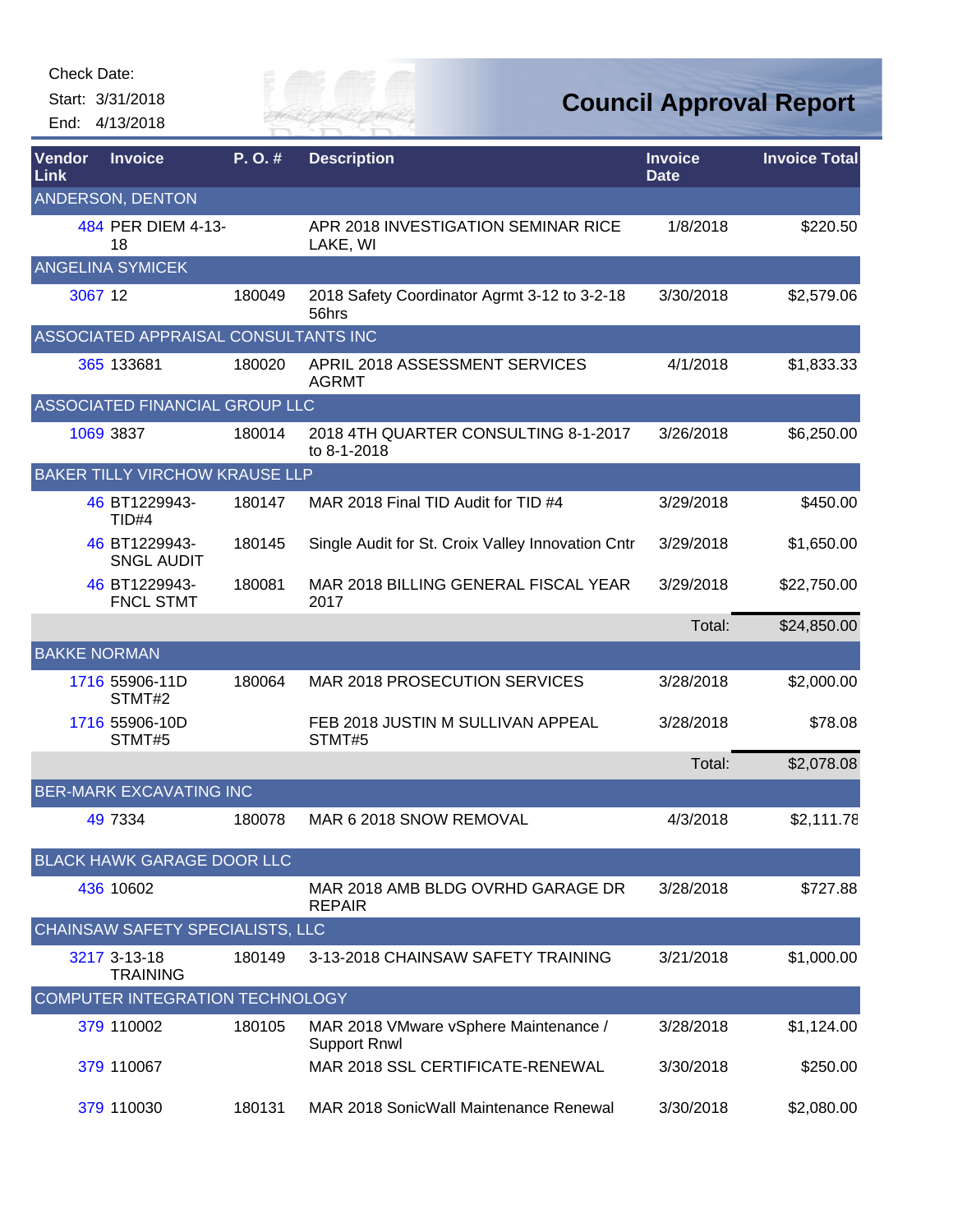Check Date:

Start: 3/31/2018

End: 4/13/2018

# Council Approval Report

| Vendor Link | Invoice | P. O. # | Description | Invoice Date | Invoice Total |
|---|---|---|---|---|---|
| ANDERSON, DENTON | | | | | |
| 484 | PER DIEM 4-13-18 | | APR 2018 INVESTIGATION SEMINAR RICE LAKE, WI | 1/8/2018 | $220.50 |
| ANGELINA SYMICEK | | | | | |
| 3067 | 12 | 180049 | 2018 Safety Coordinator Agrmt 3-12 to 3-2-18 56hrs | 3/30/2018 | $2,579.06 |
| ASSOCIATED APPRAISAL CONSULTANTS INC | | | | | |
| 365 | 133681 | 180020 | APRIL 2018 ASSESSMENT SERVICES AGRMT | 4/1/2018 | $1,833.33 |
| ASSOCIATED FINANCIAL GROUP LLC | | | | | |
| 1069 | 3837 | 180014 | 2018 4TH QUARTER CONSULTING 8-1-2017 to 8-1-2018 | 3/26/2018 | $6,250.00 |
| BAKER TILLY VIRCHOW KRAUSE LLP | | | | | |
| 46 | BT1229943-TID#4 | 180147 | MAR 2018 Final TID Audit for TID #4 | 3/29/2018 | $450.00 |
| 46 | BT1229943-SNGL AUDIT | 180145 | Single Audit for St. Croix Valley Innovation Cntr | 3/29/2018 | $1,650.00 |
| 46 | BT1229943-FNCL STMT | 180081 | MAR 2018 BILLING GENERAL FISCAL YEAR 2017 | 3/29/2018 | $22,750.00 |
| | | | | Total: | $24,850.00 |
| BAKKE NORMAN | | | | | |
| 1716 | 55906-11D STMT#2 | 180064 | MAR 2018 PROSECUTION SERVICES | 3/28/2018 | $2,000.00 |
| 1716 | 55906-10D STMT#5 | | FEB 2018 JUSTIN M SULLIVAN APPEAL STMT#5 | 3/28/2018 | $78.08 |
| | | | | Total: | $2,078.08 |
| BER-MARK EXCAVATING INC | | | | | |
| 49 | 7334 | 180078 | MAR 6 2018 SNOW REMOVAL | 4/3/2018 | $2,111.78 |
| BLACK HAWK GARAGE DOOR LLC | | | | | |
| 436 | 10602 | | MAR 2018 AMB BLDG OVRHD GARAGE DR REPAIR | 3/28/2018 | $727.88 |
| CHAINSAW SAFETY SPECIALISTS, LLC | | | | | |
| 3217 | 3-13-18 TRAINING | 180149 | 3-13-2018 CHAINSAW SAFETY TRAINING | 3/21/2018 | $1,000.00 |
| COMPUTER INTEGRATION TECHNOLOGY | | | | | |
| 379 | 110002 | 180105 | MAR 2018 VMware vSphere Maintenance / Support Rnwl | 3/28/2018 | $1,124.00 |
| 379 | 110067 | | MAR 2018 SSL CERTIFICATE-RENEWAL | 3/30/2018 | $250.00 |
| 379 | 110030 | 180131 | MAR 2018 SonicWall Maintenance Renewal | 3/30/2018 | $2,080.00 |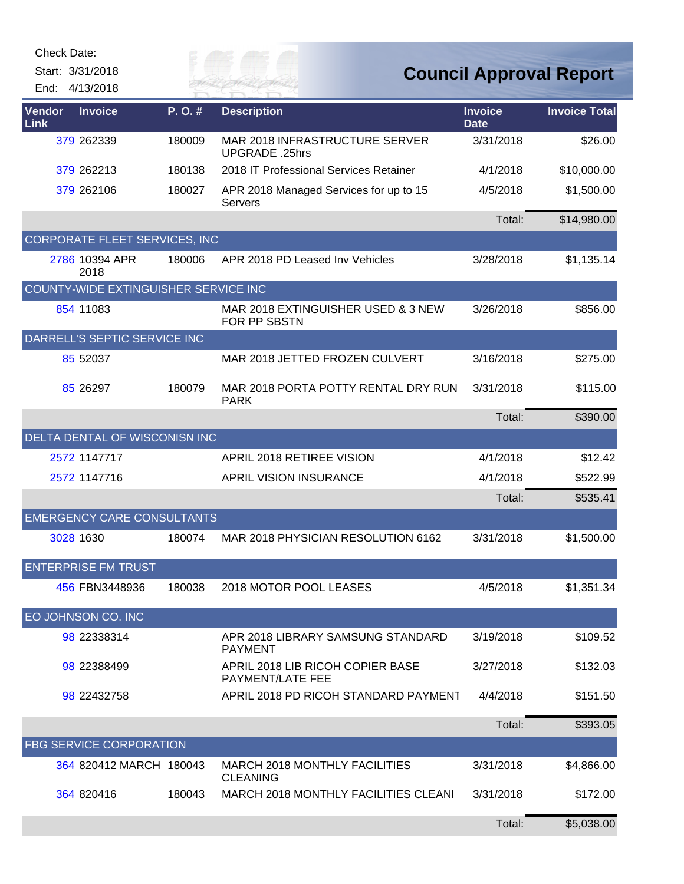Check Date:

Start: 3/31/2018

End: 4/13/2018

# Council Approval Report

| Vendor Link | Invoice | P. O. # | Description | Invoice Date | Invoice Total |
|---|---|---|---|---|---|
| 379 | 262339 | 180009 | MAR 2018 INFRASTRUCTURE SERVER UPGRADE .25hrs | 3/31/2018 | $26.00 |
| 379 | 262213 | 180138 | 2018 IT Professional Services Retainer | 4/1/2018 | $10,000.00 |
| 379 | 262106 | 180027 | APR 2018 Managed Services for up to 15 Servers | 4/5/2018 | $1,500.00 |
| | | | | Total: | $14,980.00 |
| CORPORATE FLEET SERVICES, INC | | | | | |
| 2786 | 10394 APR 2018 | 180006 | APR 2018 PD Leased Inv Vehicles | 3/28/2018 | $1,135.14 |
| COUNTY-WIDE EXTINGUISHER SERVICE INC | | | | | |
| 854 | 11083 | | MAR 2018 EXTINGUISHER USED & 3 NEW FOR PP SBSTN | 3/26/2018 | $856.00 |
| DARRELL'S SEPTIC SERVICE INC | | | | | |
| 85 | 52037 | | MAR 2018 JETTED FROZEN CULVERT | 3/16/2018 | $275.00 |
| 85 | 26297 | 180079 | MAR 2018 PORTA POTTY RENTAL DRY RUN PARK | 3/31/2018 | $115.00 |
| | | | | Total: | $390.00 |
| DELTA DENTAL OF WISCONISN INC | | | | | |
| 2572 | 1147717 | | APRIL 2018 RETIREE VISION | 4/1/2018 | $12.42 |
| 2572 | 1147716 | | APRIL VISION INSURANCE | 4/1/2018 | $522.99 |
| | | | | Total: | $535.41 |
| EMERGENCY CARE CONSULTANTS | | | | | |
| 3028 | 1630 | 180074 | MAR 2018 PHYSICIAN RESOLUTION 6162 | 3/31/2018 | $1,500.00 |
| ENTERPRISE FM TRUST | | | | | |
| 456 | FBN3448936 | 180038 | 2018 MOTOR POOL LEASES | 4/5/2018 | $1,351.34 |
| EO JOHNSON CO. INC | | | | | |
| 98 | 22338314 | | APR 2018 LIBRARY SAMSUNG STANDARD PAYMENT | 3/19/2018 | $109.52 |
| 98 | 22388499 | | APRIL 2018 LIB RICOH COPIER BASE PAYMENT/LATE FEE | 3/27/2018 | $132.03 |
| 98 | 22432758 | | APRIL 2018 PD RICOH STANDARD PAYMENT | 4/4/2018 | $151.50 |
| | | | | Total: | $393.05 |
| FBG SERVICE CORPORATION | | | | | |
| 364 | 820412 MARCH | 180043 | MARCH 2018 MONTHLY FACILITIES CLEANING | 3/31/2018 | $4,866.00 |
| 364 | 820416 | 180043 | MARCH 2018 MONTHLY FACILITIES CLEANI | 3/31/2018 | $172.00 |
| | | | | Total: | $5,038.00 |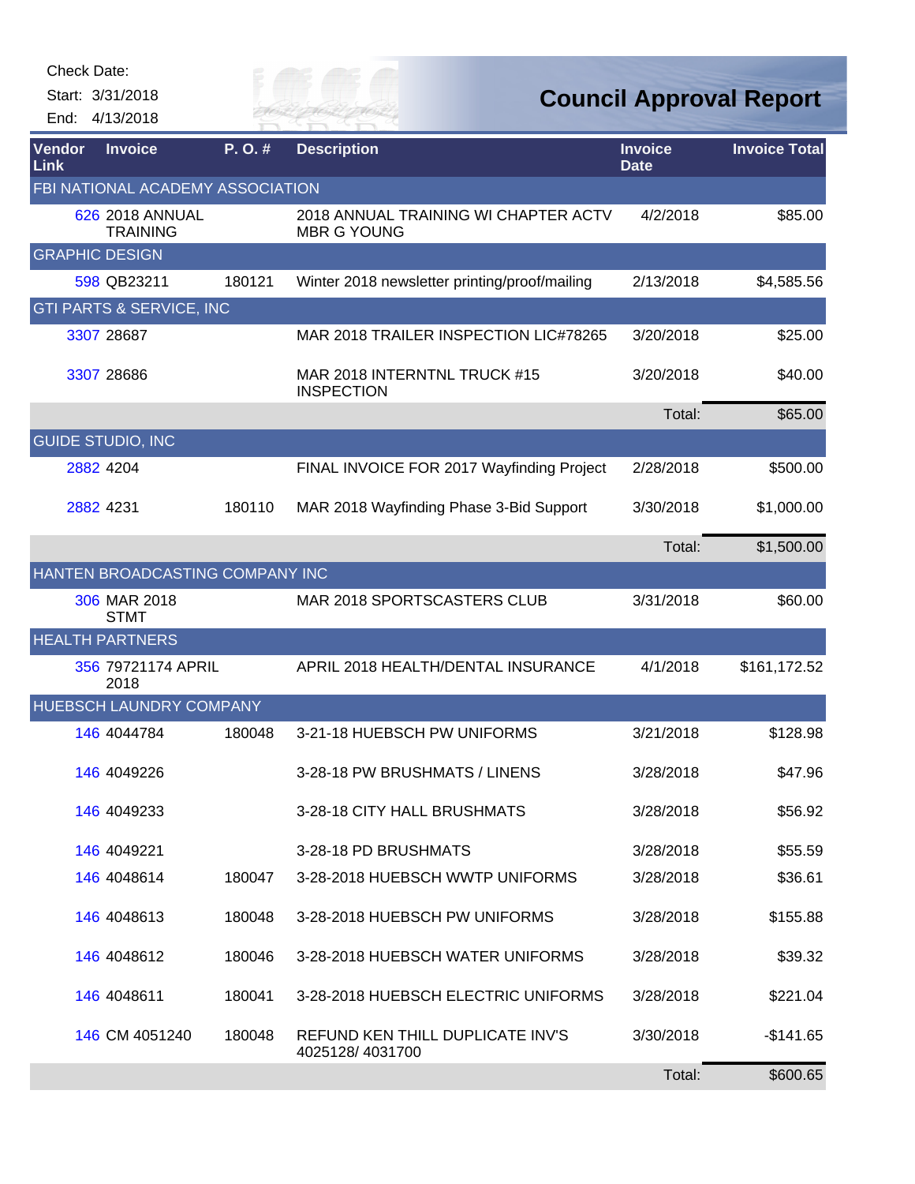Check Date:

Start: 3/31/2018

End: 4/13/2018

# Council Approval Report

| Vendor Link | Invoice | P. O. # | Description | Invoice Date | Invoice Total |
|---|---|---|---|---|---|
| FBI NATIONAL ACADEMY ASSOCIATION | | | | | |
| 626 | 2018 ANNUAL TRAINING | | 2018 ANNUAL TRAINING WI CHAPTER ACTV MBR G YOUNG | 4/2/2018 | $85.00 |
| GRAPHIC DESIGN | | | | | |
| 598 | QB23211 | 180121 | Winter 2018 newsletter printing/proof/mailing | 2/13/2018 | $4,585.56 |
| GTI PARTS & SERVICE, INC | | | | | |
| 3307 | 28687 | | MAR 2018 TRAILER INSPECTION LIC#78265 | 3/20/2018 | $25.00 |
| 3307 | 28686 | | MAR 2018 INTERNTNL TRUCK #15 INSPECTION | 3/20/2018 | $40.00 |
| | | | | Total: | $65.00 |
| GUIDE STUDIO, INC | | | | | |
| 2882 | 4204 | | FINAL INVOICE FOR 2017 Wayfinding Project | 2/28/2018 | $500.00 |
| 2882 | 4231 | 180110 | MAR 2018 Wayfinding Phase 3-Bid Support | 3/30/2018 | $1,000.00 |
| | | | | Total: | $1,500.00 |
| HANTEN BROADCASTING COMPANY INC | | | | | |
| 306 | MAR 2018 STMT | | MAR 2018 SPORTSCASTERS CLUB | 3/31/2018 | $60.00 |
| HEALTH PARTNERS | | | | | |
| 356 | 79721174 APRIL 2018 | | APRIL 2018 HEALTH/DENTAL INSURANCE | 4/1/2018 | $161,172.52 |
| HUEBSCH LAUNDRY COMPANY | | | | | |
| 146 | 4044784 | 180048 | 3-21-18 HUEBSCH PW UNIFORMS | 3/21/2018 | $128.98 |
| 146 | 4049226 | | 3-28-18 PW BRUSHMATS / LINENS | 3/28/2018 | $47.96 |
| 146 | 4049233 | | 3-28-18 CITY HALL BRUSHMATS | 3/28/2018 | $56.92 |
| 146 | 4049221 | | 3-28-18 PD BRUSHMATS | 3/28/2018 | $55.59 |
| 146 | 4048614 | 180047 | 3-28-2018 HUEBSCH WWTP UNIFORMS | 3/28/2018 | $36.61 |
| 146 | 4048613 | 180048 | 3-28-2018 HUEBSCH PW UNIFORMS | 3/28/2018 | $155.88 |
| 146 | 4048612 | 180046 | 3-28-2018 HUEBSCH WATER UNIFORMS | 3/28/2018 | $39.32 |
| 146 | 4048611 | 180041 | 3-28-2018 HUEBSCH ELECTRIC UNIFORMS | 3/28/2018 | $221.04 |
| 146 | CM 4051240 | 180048 | REFUND KEN THILL DUPLICATE INV'S 4025128/ 4031700 | 3/30/2018 | -$141.65 |
| | | | | Total: | $600.65 |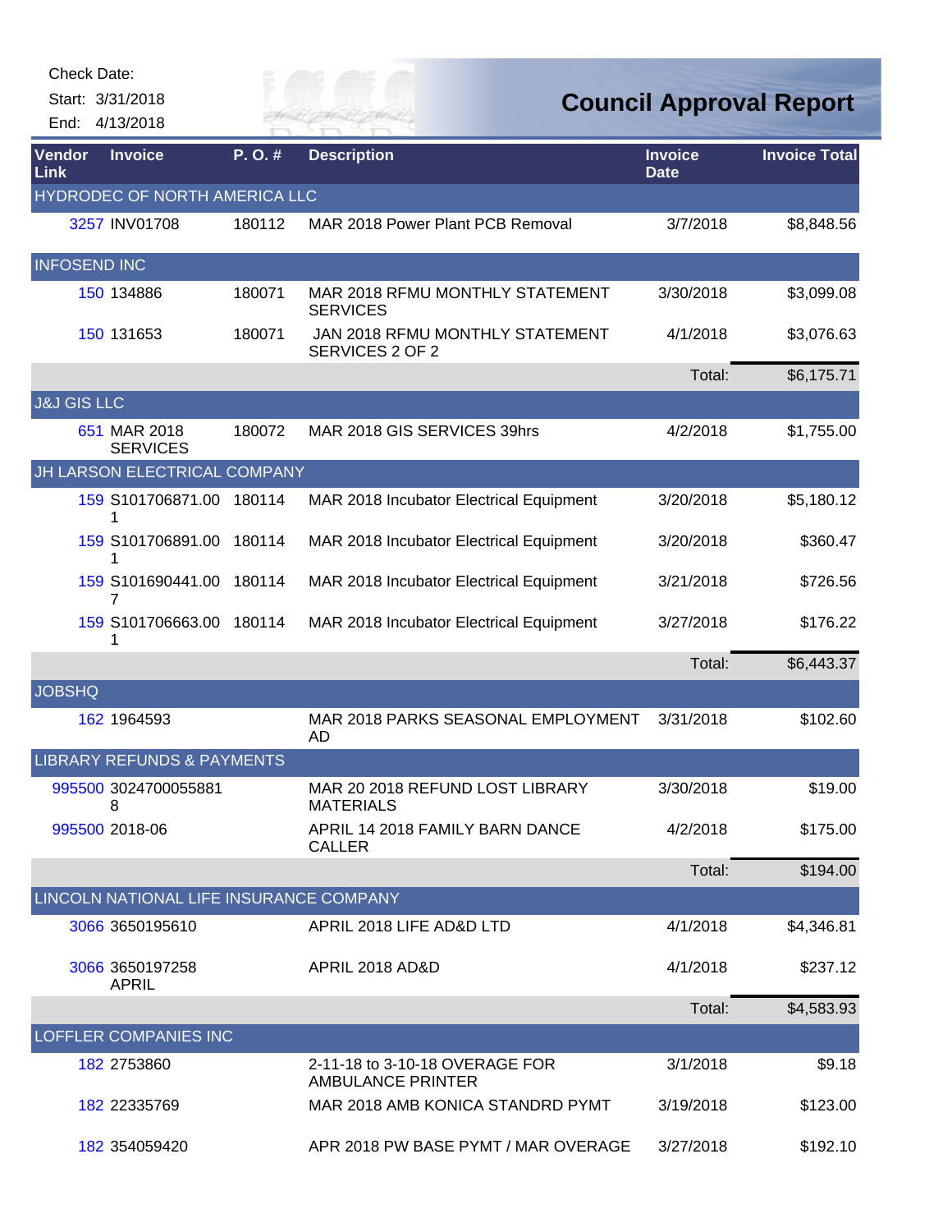Check Date:

Start: 3/31/2018

End: 4/13/2018

# Council Approval Report

| Vendor Link | Invoice | P. O. # | Description | Invoice Date | Invoice Total |
|---|---|---|---|---|---|
| HYDRODEC OF NORTH AMERICA LLC | | | | | |
| 3257 | INV01708 | 180112 | MAR 2018 Power Plant PCB Removal | 3/7/2018 | $8,848.56 |
| INFOSEND INC | | | | | |
| 150 | 134886 | 180071 | MAR 2018 RFMU MONTHLY STATEMENT SERVICES | 3/30/2018 | $3,099.08 |
| 150 | 131653 | 180071 | JAN 2018 RFMU MONTHLY STATEMENT SERVICES 2 OF 2 | 4/1/2018 | $3,076.63 |
| | | | | Total: | $6,175.71 |
| J&J GIS LLC | | | | | |
| 651 | MAR 2018 SERVICES | 180072 | MAR 2018 GIS SERVICES 39hrs | 4/2/2018 | $1,755.00 |
| JH LARSON ELECTRICAL COMPANY | | | | | |
| 159 | S101706871.001 | 180114 | MAR 2018 Incubator Electrical Equipment | 3/20/2018 | $5,180.12 |
| 159 | S101706891.001 | 180114 | MAR 2018 Incubator Electrical Equipment | 3/20/2018 | $360.47 |
| 159 | S101690441.007 | 180114 | MAR 2018 Incubator Electrical Equipment | 3/21/2018 | $726.56 |
| 159 | S101706663.001 | 180114 | MAR 2018 Incubator Electrical Equipment | 3/27/2018 | $176.22 |
| | | | | Total: | $6,443.37 |
| JOBSHQ | | | | | |
| 162 | 1964593 | | MAR 2018 PARKS SEASONAL EMPLOYMENT AD | 3/31/2018 | $102.60 |
| LIBRARY REFUNDS & PAYMENTS | | | | | |
| 995500 | 30247000558818 | | MAR 20 2018 REFUND LOST LIBRARY MATERIALS | 3/30/2018 | $19.00 |
| 995500 | 2018-06 | | APRIL 14 2018 FAMILY BARN DANCE CALLER | 4/2/2018 | $175.00 |
| | | | | Total: | $194.00 |
| LINCOLN NATIONAL LIFE INSURANCE COMPANY | | | | | |
| 3066 | 3650195610 | | APRIL 2018 LIFE AD&D LTD | 4/1/2018 | $4,346.81 |
| 3066 | 3650197258 APRIL | | APRIL 2018 AD&D | 4/1/2018 | $237.12 |
| | | | | Total: | $4,583.93 |
| LOFFLER COMPANIES INC | | | | | |
| 182 | 2753860 | | 2-11-18 to 3-10-18 OVERAGE FOR AMBULANCE PRINTER | 3/1/2018 | $9.18 |
| 182 | 22335769 | | MAR 2018 AMB KONICA STANDRD PYMT | 3/19/2018 | $123.00 |
| 182 | 354059420 | | APR 2018 PW BASE PYMT / MAR OVERAGE | 3/27/2018 | $192.10 |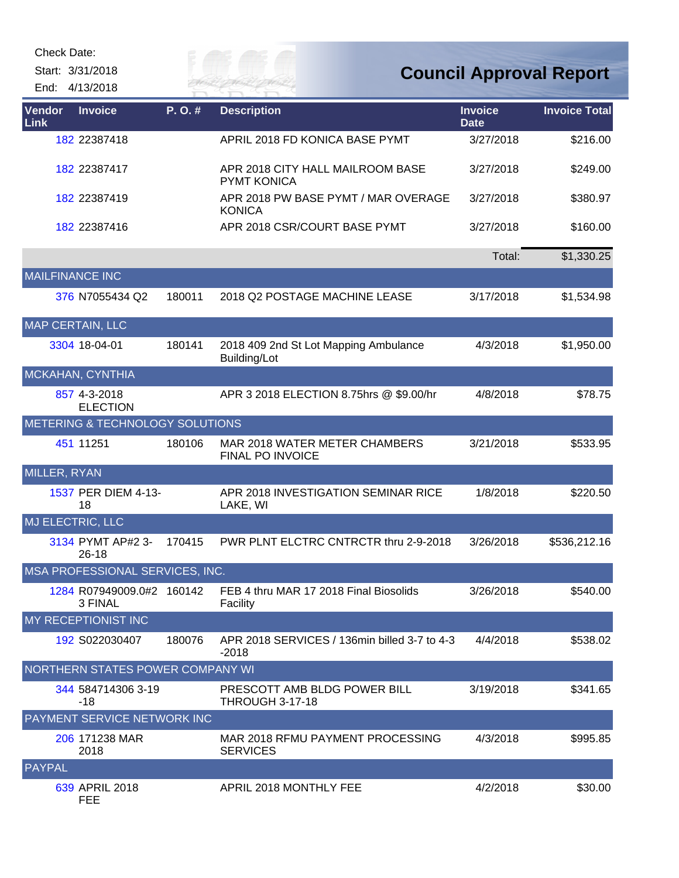Check Date:

Start: 3/31/2018

End: 4/13/2018

# Council Approval Report

| Vendor Link | Invoice | P. O. # | Description | Invoice Date | Invoice Total |
|---|---|---|---|---|---|
| 182 | 22387418 | | APRIL 2018 FD KONICA BASE PYMT | 3/27/2018 | $216.00 |
| 182 | 22387417 | | APR 2018 CITY HALL MAILROOM BASE PYMT KONICA | 3/27/2018 | $249.00 |
| 182 | 22387419 | | APR 2018 PW BASE PYMT / MAR OVERAGE KONICA | 3/27/2018 | $380.97 |
| 182 | 22387416 | | APR 2018 CSR/COURT BASE PYMT | 3/27/2018 | $160.00 |
| | | | | Total: | $1,330.25 |
| MAILFINANCE INC | | | | | |
| 376 | N7055434 Q2 | 180011 | 2018 Q2 POSTAGE MACHINE LEASE | 3/17/2018 | $1,534.98 |
| MAP CERTAIN, LLC | | | | | |
| 3304 | 18-04-01 | 180141 | 2018 409 2nd St Lot Mapping Ambulance Building/Lot | 4/3/2018 | $1,950.00 |
| MCKAHAN, CYNTHIA | | | | | |
| 857 | 4-3-2018 ELECTION | | APR 3 2018 ELECTION 8.75hrs @ $9.00/hr | 4/8/2018 | $78.75 |
| METERING & TECHNOLOGY SOLUTIONS | | | | | |
| 451 | 11251 | 180106 | MAR 2018 WATER METER CHAMBERS FINAL PO INVOICE | 3/21/2018 | $533.95 |
| MILLER, RYAN | | | | | |
| 1537 | PER DIEM 4-13-18 | | APR 2018 INVESTIGATION SEMINAR RICE LAKE, WI | 1/8/2018 | $220.50 |
| MJ ELECTRIC, LLC | | | | | |
| 3134 | PYMT AP#2 3-26-18 | 170415 | PWR PLNT ELCTRC CNTRCTR thru 2-9-2018 | 3/26/2018 | $536,212.16 |
| MSA PROFESSIONAL SERVICES, INC. | | | | | |
| 1284 | R07949009.0#23 FINAL | 160142 | FEB 4 thru MAR 17 2018 Final Biosolids Facility | 3/26/2018 | $540.00 |
| MY RECEPTIONIST INC | | | | | |
| 192 | S022030407 | 180076 | APR 2018 SERVICES / 136min billed 3-7 to 4-3-2018 | 4/4/2018 | $538.02 |
| NORTHERN STATES POWER COMPANY WI | | | | | |
| 344 | 584714306 3-19-18 | | PRESCOTT AMB BLDG POWER BILL THROUGH 3-17-18 | 3/19/2018 | $341.65 |
| PAYMENT SERVICE NETWORK INC | | | | | |
| 206 | 171238 MAR 2018 | | MAR 2018 RFMU PAYMENT PROCESSING SERVICES | 4/3/2018 | $995.85 |
| PAYPAL | | | | | |
| 639 | APRIL 2018 FEE | | APRIL 2018 MONTHLY FEE | 4/2/2018 | $30.00 |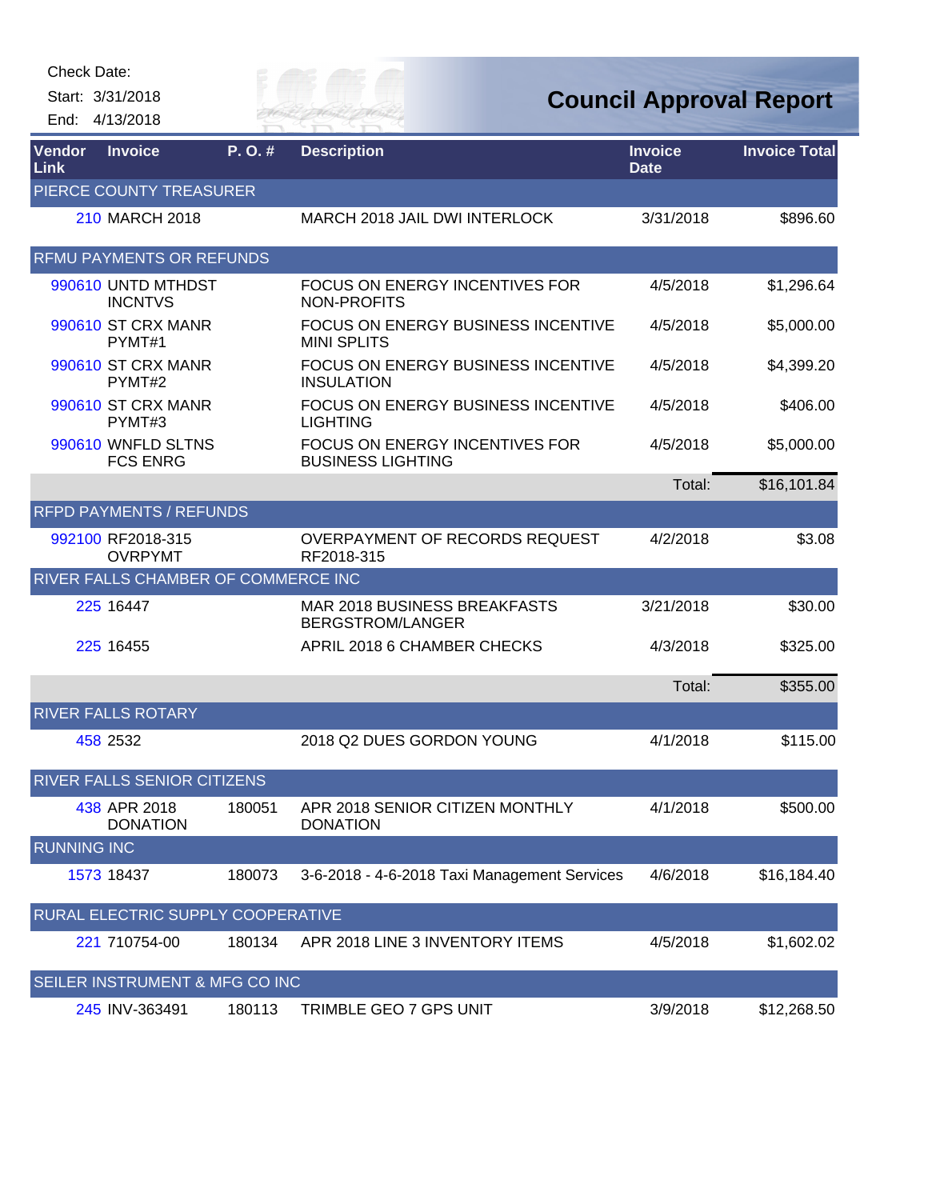Check Date:

Start: 3/31/2018

End: 4/13/2018

# Council Approval Report

| Vendor Link | Invoice | P. O. # | Description | Invoice Date | Invoice Total |
|---|---|---|---|---|---|
| PIERCE COUNTY TREASURER | | | | | |
| 210 | MARCH 2018 | | MARCH 2018 JAIL DWI INTERLOCK | 3/31/2018 | $896.60 |
| RFMU PAYMENTS OR REFUNDS | | | | | |
| 990610 | UNTD MTHDST INCNTVS | | FOCUS ON ENERGY INCENTIVES FOR NON-PROFITS | 4/5/2018 | $1,296.64 |
| 990610 | ST CRX MANR PYMT#1 | | FOCUS ON ENERGY BUSINESS INCENTIVE MINI SPLITS | 4/5/2018 | $5,000.00 |
| 990610 | ST CRX MANR PYMT#2 | | FOCUS ON ENERGY BUSINESS INCENTIVE INSULATION | 4/5/2018 | $4,399.20 |
| 990610 | ST CRX MANR PYMT#3 | | FOCUS ON ENERGY BUSINESS INCENTIVE LIGHTING | 4/5/2018 | $406.00 |
| 990610 | WNFLD SLTNS FCS ENRG | | FOCUS ON ENERGY INCENTIVES FOR BUSINESS LIGHTING | 4/5/2018 | $5,000.00 |
| | | | | Total: | $16,101.84 |
| RFPD PAYMENTS / REFUNDS | | | | | |
| 992100 | RF2018-315 OVRPYMT | | OVERPAYMENT OF RECORDS REQUEST RF2018-315 | 4/2/2018 | $3.08 |
| RIVER FALLS CHAMBER OF COMMERCE INC | | | | | |
| 225 | 16447 | | MAR 2018 BUSINESS BREAKFASTS BERGSTROM/LANGER | 3/21/2018 | $30.00 |
| 225 | 16455 | | APRIL 2018 6 CHAMBER CHECKS | 4/3/2018 | $325.00 |
| | | | | Total: | $355.00 |
| RIVER FALLS ROTARY | | | | | |
| 458 | 2532 | | 2018 Q2 DUES GORDON YOUNG | 4/1/2018 | $115.00 |
| RIVER FALLS SENIOR CITIZENS | | | | | |
| 438 | APR 2018 DONATION | 180051 | APR 2018 SENIOR CITIZEN MONTHLY DONATION | 4/1/2018 | $500.00 |
| RUNNING INC | | | | | |
| 1573 | 18437 | 180073 | 3-6-2018 - 4-6-2018 Taxi Management Services | 4/6/2018 | $16,184.40 |
| RURAL ELECTRIC SUPPLY COOPERATIVE | | | | | |
| 221 | 710754-00 | 180134 | APR 2018 LINE 3 INVENTORY ITEMS | 4/5/2018 | $1,602.02 |
| SEILER INSTRUMENT & MFG CO INC | | | | | |
| 245 | INV-363491 | 180113 | TRIMBLE GEO 7 GPS UNIT | 3/9/2018 | $12,268.50 |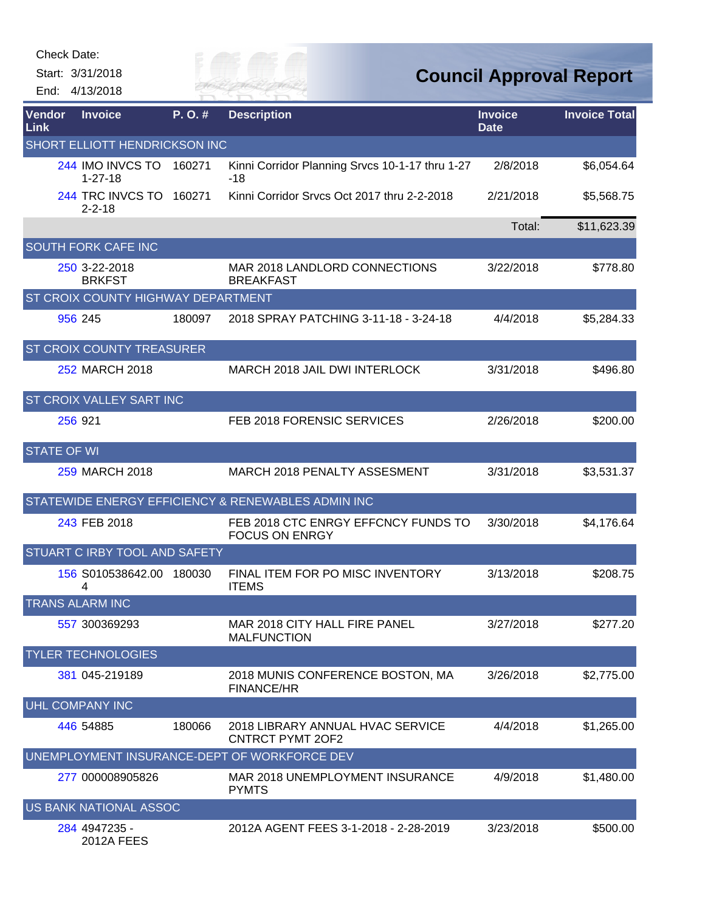Check Date:

Start: 3/31/2018

End: 4/13/2018

# Council Approval Report

| Vendor Link | Invoice | P. O. # | Description | Invoice Date | Invoice Total |
|---|---|---|---|---|---|
| SHORT ELLIOTT HENDRICKSON INC | | | | | |
| 244 | IMO INVCS TO 1-27-18 | 160271 | Kinni Corridor Planning Srvcs 10-1-17 thru 1-27-18 | 2/8/2018 | $6,054.64 |
| 244 | TRC INVCS TO 2-2-18 | 160271 | Kinni Corridor Srvcs Oct 2017 thru 2-2-2018 | 2/21/2018 | $5,568.75 |
| | | | | Total: | $11,623.39 |
| SOUTH FORK CAFE INC | | | | | |
| 250 | 3-22-2018 BRKFST | | MAR 2018 LANDLORD CONNECTIONS BREAKFAST | 3/22/2018 | $778.80 |
| ST CROIX COUNTY HIGHWAY DEPARTMENT | | | | | |
| 956 | 245 | 180097 | 2018 SPRAY PATCHING 3-11-18 - 3-24-18 | 4/4/2018 | $5,284.33 |
| ST CROIX COUNTY TREASURER | | | | | |
| 252 | MARCH 2018 | | MARCH 2018 JAIL DWI INTERLOCK | 3/31/2018 | $496.80 |
| ST CROIX VALLEY SART INC | | | | | |
| 256 | 921 | | FEB 2018 FORENSIC SERVICES | 2/26/2018 | $200.00 |
| STATE OF WI | | | | | |
| 259 | MARCH 2018 | | MARCH 2018 PENALTY ASSESMENT | 3/31/2018 | $3,531.37 |
| STATEWIDE ENERGY EFFICIENCY & RENEWABLES ADMIN INC | | | | | |
| 243 | FEB 2018 | | FEB 2018 CTC ENRGY EFFCNCY FUNDS TO FOCUS ON ENRGY | 3/30/2018 | $4,176.64 |
| STUART C IRBY TOOL AND SAFETY | | | | | |
| 156 | S010538642.004 | 180030 | FINAL ITEM FOR PO MISC INVENTORY ITEMS | 3/13/2018 | $208.75 |
| TRANS ALARM INC | | | | | |
| 557 | 300369293 | | MAR 2018 CITY HALL FIRE PANEL MALFUNCTION | 3/27/2018 | $277.20 |
| TYLER TECHNOLOGIES | | | | | |
| 381 | 045-219189 | | 2018 MUNIS CONFERENCE BOSTON, MA FINANCE/HR | 3/26/2018 | $2,775.00 |
| UHL COMPANY INC | | | | | |
| 446 | 54885 | 180066 | 2018 LIBRARY ANNUAL HVAC SERVICE CNTRCT PYMT 2OF2 | 4/4/2018 | $1,265.00 |
| UNEMPLOYMENT INSURANCE-DEPT OF WORKFORCE DEV | | | | | |
| 277 | 000008905826 | | MAR 2018 UNEMPLOYMENT INSURANCE PYMTS | 4/9/2018 | $1,480.00 |
| US BANK NATIONAL ASSOC | | | | | |
| 284 | 4947235 - 2012A FEES | | 2012A AGENT FEES 3-1-2018 - 2-28-2019 | 3/23/2018 | $500.00 |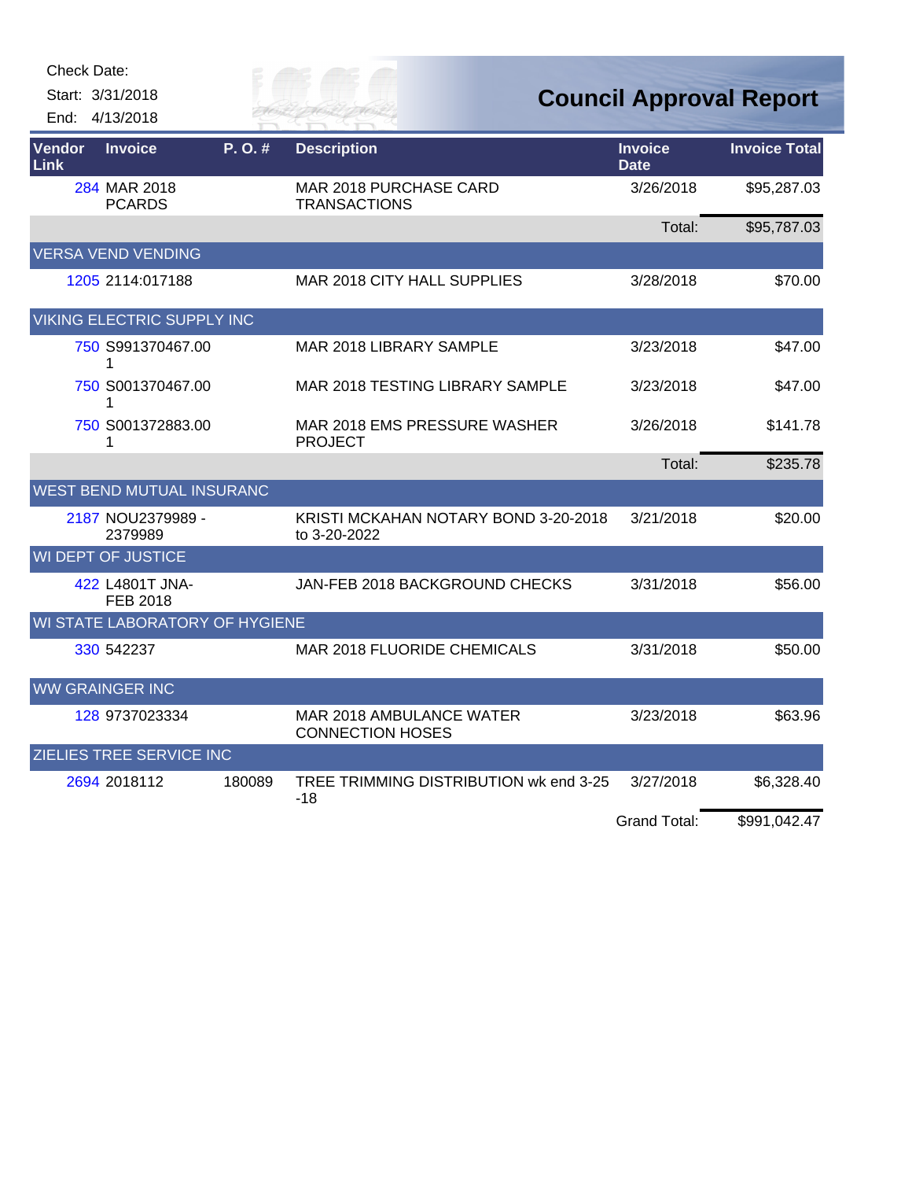Check Date:

Start: 3/31/2018

End: 4/13/2018

# Council Approval Report

| Vendor Link | Invoice | P. O. # | Description | Invoice Date | Invoice Total |
|---|---|---|---|---|---|
| 284 | MAR 2018 PCARDS | | MAR 2018 PURCHASE CARD TRANSACTIONS | 3/26/2018 | $95,287.03 |
| | | | | Total: | $95,787.03 |
| VERSA VEND VENDING | | | | | |
| 1205 | 2114:017188 | | MAR 2018 CITY HALL SUPPLIES | 3/28/2018 | $70.00 |
| VIKING ELECTRIC SUPPLY INC | | | | | |
| 750 | S991370467.001 | | MAR 2018 LIBRARY SAMPLE | 3/23/2018 | $47.00 |
| 750 | S001370467.001 | | MAR 2018 TESTING LIBRARY SAMPLE | 3/23/2018 | $47.00 |
| 750 | S001372883.001 | | MAR 2018 EMS PRESSURE WASHER PROJECT | 3/26/2018 | $141.78 |
| | | | | Total: | $235.78 |
| WEST BEND MUTUAL INSURANC | | | | | |
| 2187 | NOU2379989 - 2379989 | | KRISTI MCKAHAN NOTARY BOND 3-20-2018 to 3-20-2022 | 3/21/2018 | $20.00 |
| WI DEPT OF JUSTICE | | | | | |
| 422 | L4801T JNA-FEB 2018 | | JAN-FEB 2018 BACKGROUND CHECKS | 3/31/2018 | $56.00 |
| WI STATE LABORATORY OF HYGIENE | | | | | |
| 330 | 542237 | | MAR 2018 FLUORIDE CHEMICALS | 3/31/2018 | $50.00 |
| WW GRAINGER INC | | | | | |
| 128 | 9737023334 | | MAR 2018 AMBULANCE WATER CONNECTION HOSES | 3/23/2018 | $63.96 |
| ZIELIES TREE SERVICE INC | | | | | |
| 2694 | 2018112 | 180089 | TREE TRIMMING DISTRIBUTION wk end 3-25-18 | 3/27/2018 | $6,328.40 |
| | | | | Grand Total: | $991,042.47 |